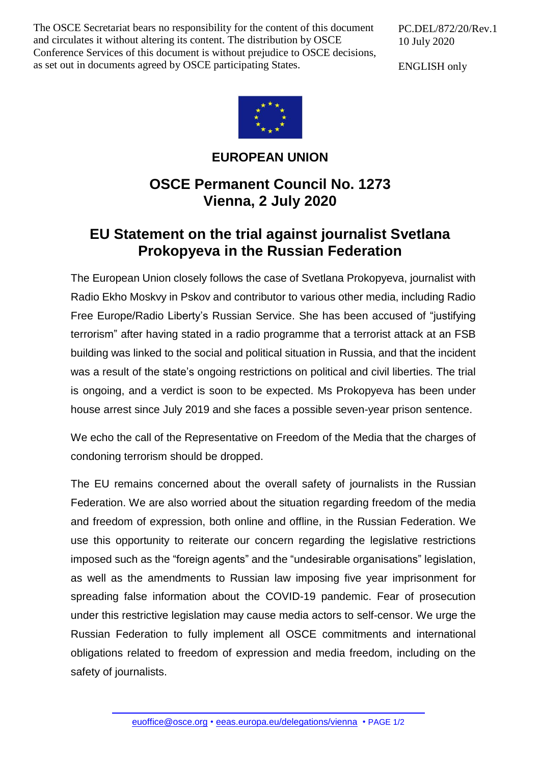The OSCE Secretariat bears no responsibility for the content of this document and circulates it without altering its content. The distribution by OSCE Conference Services of this document is without prejudice to OSCE decisions, as set out in documents agreed by OSCE participating States.

PC.DEL/872/20/Rev.1
10 July 2020

ENGLISH only

**EUROPEAN UNION**

## OSCE Permanent Council No. 1273
## Vienna, 2 July 2020

# EU Statement on the trial against journalist Svetlana Prokopyeva in the Russian Federation

The European Union closely follows the case of Svetlana Prokopyeva, journalist with Radio Ekho Moskvy in Pskov and contributor to various other media, including Radio Free Europe/Radio Liberty's Russian Service. She has been accused of "justifying terrorism" after having stated in a radio programme that a terrorist attack at an FSB building was linked to the social and political situation in Russia, and that the incident was a result of the state's ongoing restrictions on political and civil liberties. The trial is ongoing, and a verdict is soon to be expected. Ms Prokopyeva has been under house arrest since July 2019 and she faces a possible seven-year prison sentence.

We echo the call of the Representative on Freedom of the Media that the charges of condoning terrorism should be dropped.

The EU remains concerned about the overall safety of journalists in the Russian Federation. We are also worried about the situation regarding freedom of the media and freedom of expression, both online and offline, in the Russian Federation. We use this opportunity to reiterate our concern regarding the legislative restrictions imposed such as the "foreign agents" and the "undesirable organisations" legislation, as well as the amendments to Russian law imposing five year imprisonment for spreading false information about the COVID-19 pandemic. Fear of prosecution under this restrictive legislation may cause media actors to self-censor. We urge the Russian Federation to fully implement all OSCE commitments and international obligations related to freedom of expression and media freedom, including on the safety of journalists.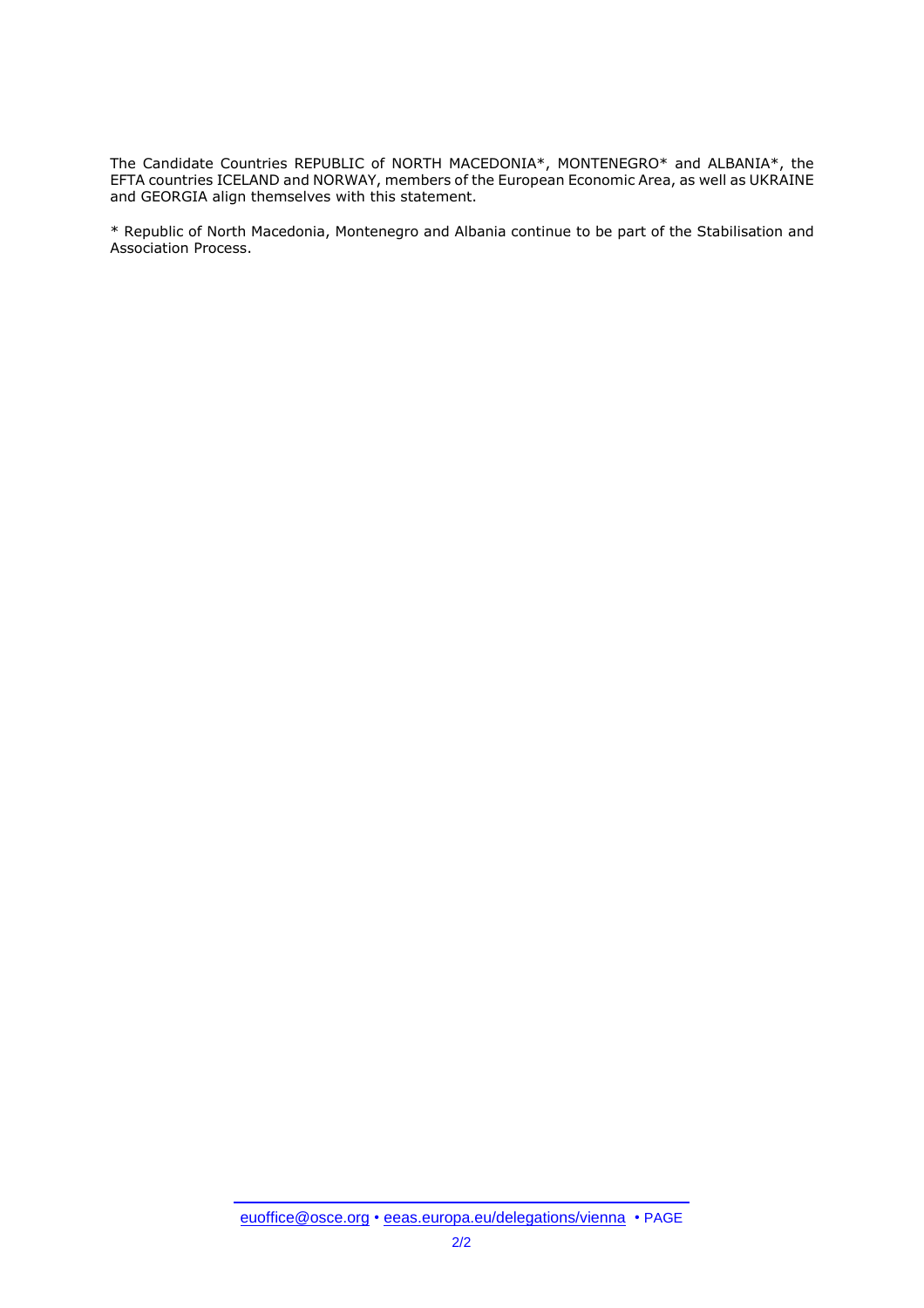The Candidate Countries REPUBLIC of NORTH MACEDONIA*, MONTENEGRO* and ALBANIA*, the EFTA countries ICELAND and NORWAY, members of the European Economic Area, as well as UKRAINE and GEORGIA align themselves with this statement.

* Republic of North Macedonia, Montenegro and Albania continue to be part of the Stabilisation and Association Process.